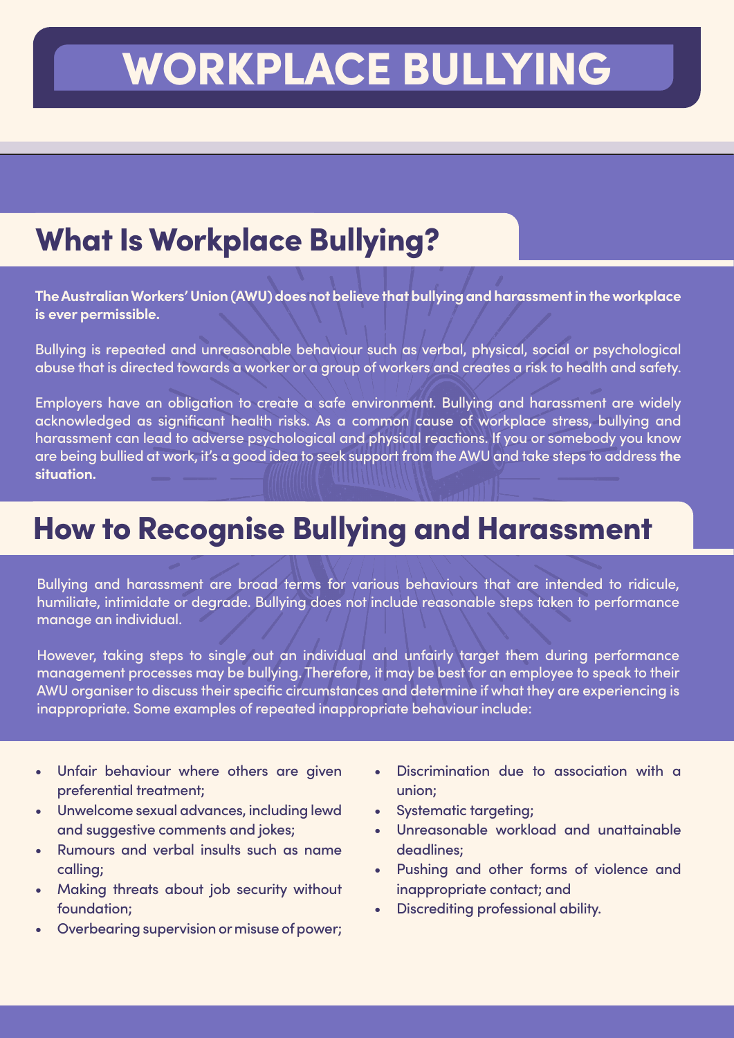# WORKPLACE BULLYING

## What Is Workplace Bullying?

**The Australian Workers' Union (AWU) does not believe that bullying and harassment in the workplace is ever permissible.**

Bullying is repeated and unreasonable behaviour such as verbal, physical, social or psychological abuse that is directed towards a worker or a group of workers and creates a risk to health and safety.

Employers have an obligation to create a safe environment. Bullying and harassment are widely acknowledged as significant health risks. As a common cause of workplace stress, bullying and harassment can lead to adverse psychological and physical reactions. If you or somebody you know are being bullied at work, it's a good idea to seek support from the AWU and take steps to address **the situation.**

## How to Recognise Bullying and Harassment

Bullying and harassment are broad terms for various behaviours that are intended to ridicule, humiliate, intimidate or degrade. Bullying does not include reasonable steps taken to performance manage an individual.

However, taking steps to single out an individual and unfairly target them during performance management processes may be bullying. Therefore, it may be best for an employee to speak to their AWU organiser to discuss their specific circumstances and determine if what they are experiencing is inappropriate. Some examples of repeated inappropriate behaviour include:

- Unfair behaviour where others are given preferential treatment;
- Unwelcome sexual advances, including lewd and suggestive comments and jokes;
- Rumours and verbal insults such as name calling;
- Making threats about job security without foundation;
- Overbearing supervision or misuse of power;
- Discrimination due to association with a union;
- Systematic targeting;
- Unreasonable workload and unattainable deadlines;
- Pushing and other forms of violence and inappropriate contact; and
- Discrediting professional ability.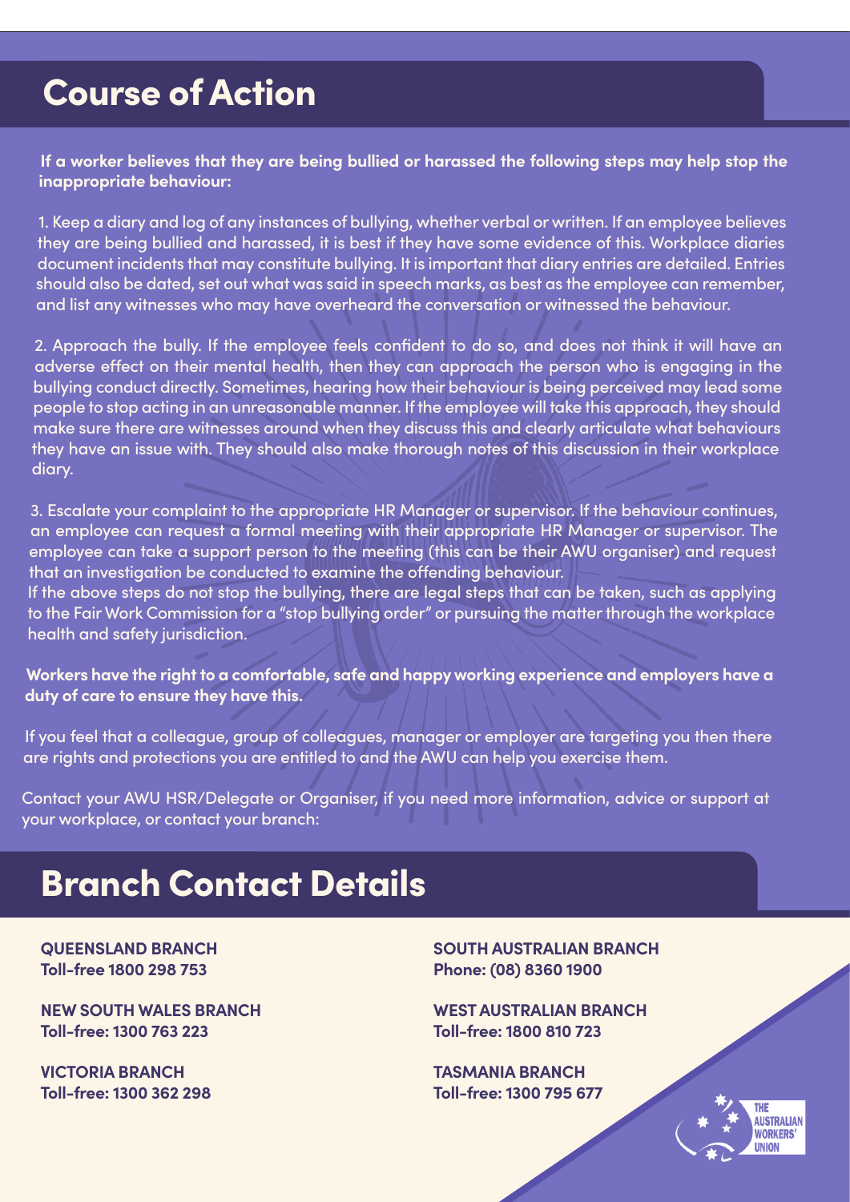## Course of Action

**If a worker believes that they are being bullied or harassed the following steps may help stop the inappropriate behaviour:**

1. Keep a diary and log of any instances of bullying, whether verbal or written. If an employee believes they are being bullied and harassed, it is best if they have some evidence of this. Workplace diaries document incidents that may constitute bullying. It is important that diary entries are detailed. Entries should also be dated, set out what was said in speech marks, as best as the employee can remember, and list any witnesses who may have overheard the conversation or witnessed the behaviour.

2. Approach the bully. If the employee feels confident to do so, and does not think it will have an adverse effect on their mental health, then they can approach the person who is engaging in the bullying conduct directly. Sometimes, hearing how their behaviour is being perceived may lead some people to stop acting in an unreasonable manner. If the employee will take this approach, they should make sure there are witnesses around when they discuss this and clearly articulate what behaviours they have an issue with. They should also make thorough notes of this discussion in their workplace diary.

3. Escalate your complaint to the appropriate HR Manager or supervisor. If the behaviour continues, an employee can request a formal meeting with their appropriate HR Manager or supervisor. The employee can take a support person to the meeting (this can be their AWU organiser) and request that an investigation be conducted to examine the offending behaviour.

If the above steps do not stop the bullying, there are legal steps that can be taken, such as applying to the Fair Work Commission for a "stop bullying order" or pursuing the matter through the workplace health and safety jurisdiction.

**Workers have the right to a comfortable, safe and happy working experience and employers have a duty of care to ensure they have this.**

If you feel that a colleague, group of colleagues, manager or employer are targeting you then there are rights and protections you are entitled to and the AWU can help you exercise them.

Contact your AWU HSR/Delegate or Organiser, if you need more information, advice or support at your workplace, or contact your branch:

## Branch Contact Details

**QUEENSLAND BRANCH**
**Toll-free 1800 298 753**

**NEW SOUTH WALES BRANCH**
**Toll-free: 1300 763 223**

**VICTORIA BRANCH**
**Toll-free: 1300 362 298**

**SOUTH AUSTRALIAN BRANCH**
**Phone: (08) 8360 1900**

**WEST AUSTRALIAN BRANCH**
**Toll-free: 1800 810 723**

**TASMANIA BRANCH**
**Toll-free: 1300 795 677**

THE AUSTRALIAN WORKERS' UNION